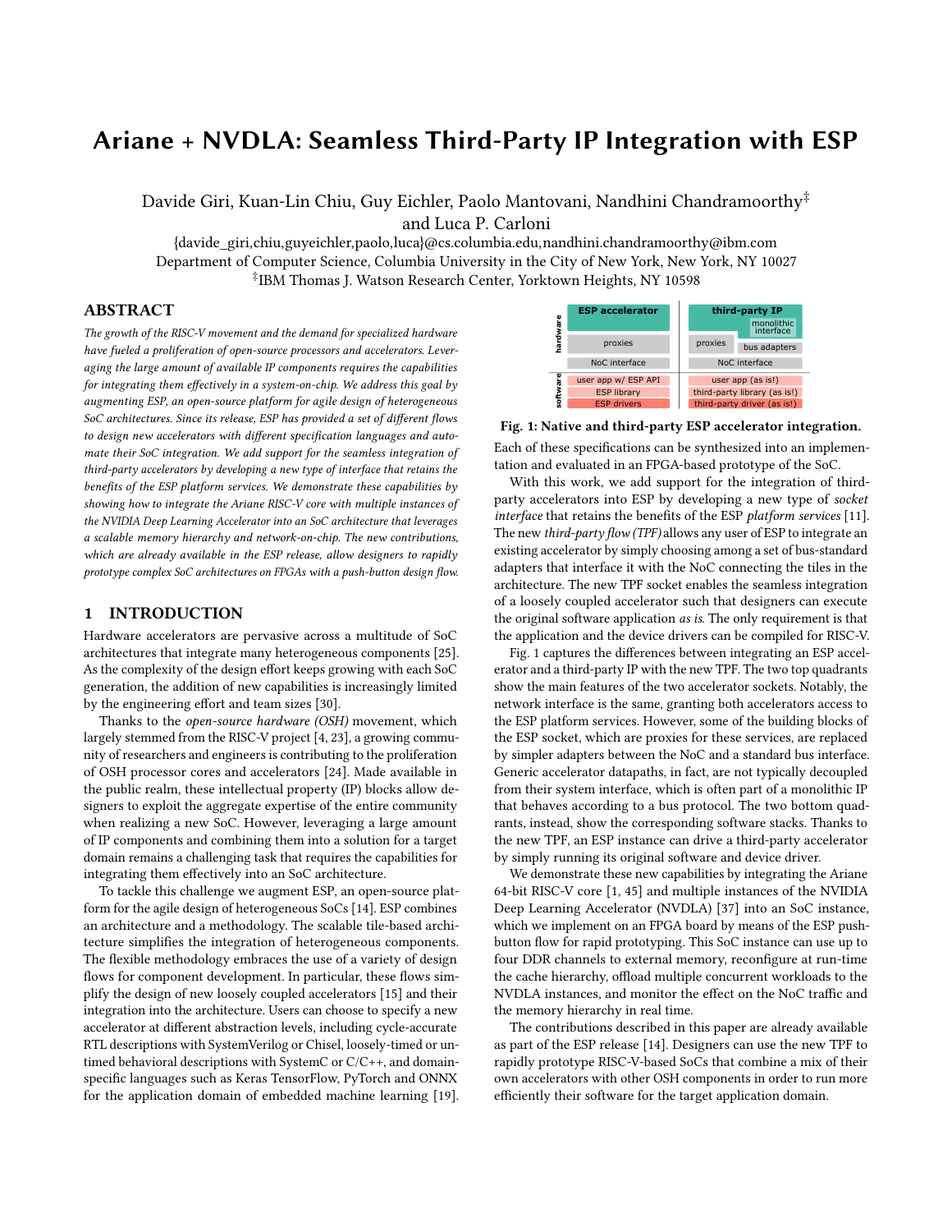# Ariane + NVDLA: Seamless Third-Party IP Integration with ESP

Davide Giri, Kuan-Lin Chiu, Guy Eichler, Paolo Mantovani, Nandhini Chandramoorthy[‡] and Luca P. Carloni

{davide_giri,chiu,guyeichler,paolo,luca}@cs.columbia.edu,nandhini.chandramoorthy@ibm.com
Department of Computer Science, Columbia University in the City of New York, New York, NY 10027
[‡]IBM Thomas J. Watson Research Center, Yorktown Heights, NY 10598

## ABSTRACT

*The growth of the RISC-V movement and the demand for specialized hardware have fueled a proliferation of open-source processors and accelerators. Leveraging the large amount of available IP components requires the capabilities for integrating them effectively in a system-on-chip. We address this goal by augmenting ESP, an open-source platform for agile design of heterogeneous SoC architectures. Since its release, ESP has provided a set of different flows to design new accelerators with different specification languages and automate their SoC integration. We add support for the seamless integration of third-party accelerators by developing a new type of interface that retains the benefits of the ESP platform services. We demonstrate these capabilities by showing how to integrate the Ariane RISC-V core with multiple instances of the NVIDIA Deep Learning Accelerator into an SoC architecture that leverages a scalable memory hierarchy and network-on-chip. The new contributions, which are already available in the ESP release, allow designers to rapidly prototype complex SoC architectures on FPGAs with a push-button design flow.*

## 1 INTRODUCTION

Hardware accelerators are pervasive across a multitude of SoC architectures that integrate many heterogeneous components [25]. As the complexity of the design effort keeps growing with each SoC generation, the addition of new capabilities is increasingly limited by the engineering effort and team sizes [30].

Thanks to the *open-source hardware (OSH)* movement, which largely stemmed from the RISC-V project [4, 23], a growing community of researchers and engineers is contributing to the proliferation of OSH processor cores and accelerators [24]. Made available in the public realm, these intellectual property (IP) blocks allow designers to exploit the aggregate expertise of the entire community when realizing a new SoC. However, leveraging a large amount of IP components and combining them into a solution for a target domain remains a challenging task that requires the capabilities for integrating them effectively into an SoC architecture.

To tackle this challenge we augment ESP, an open-source platform for the agile design of heterogeneous SoCs [14]. ESP combines an architecture and a methodology. The scalable tile-based architecture simplifies the integration of heterogeneous components. The flexible methodology embraces the use of a variety of design flows for component development. In particular, these flows simplify the design of new loosely coupled accelerators [15] and their integration into the architecture. Users can choose to specify a new accelerator at different abstraction levels, including cycle-accurate RTL descriptions with SystemVerilog or Chisel, loosely-timed or untimed behavioral descriptions with SystemC or C/C++, and domain-specific languages such as Keras TensorFlow, PyTorch and ONNX for the application domain of embedded machine learning [19].

| | ESP accelerator | third-party IP |
|---|---|---|
| hardware | | monolithic interface |
| | proxies | proxies / bus adapters |
| | NoC interface | NoC interface |
| software | user app w/ ESP API | user app (as is!) |
| | ESP library | third-party library (as is!) |
| | ESP drivers | third-party driver (as is!) |

**Fig. 1: Native and third-party ESP accelerator integration.**

Each of these specifications can be synthesized into an implementation and evaluated in an FPGA-based prototype of the SoC.

With this work, we add support for the integration of third-party accelerators into ESP by developing a new type of *socket interface* that retains the benefits of the ESP *platform services* [11]. The new *third-party flow (TPF)* allows any user of ESP to integrate an existing accelerator by simply choosing among a set of bus-standard adapters that interface it with the NoC connecting the tiles in the architecture. The new TPF socket enables the seamless integration of a loosely coupled accelerator such that designers can execute the original software application *as is*. The only requirement is that the application and the device drivers can be compiled for RISC-V.

Fig. 1 captures the differences between integrating an ESP accelerator and a third-party IP with the new TPF. The two top quadrants show the main features of the two accelerator sockets. Notably, the network interface is the same, granting both accelerators access to the ESP platform services. However, some of the building blocks of the ESP socket, which are proxies for these services, are replaced by simpler adapters between the NoC and a standard bus interface. Generic accelerator datapaths, in fact, are not typically decoupled from their system interface, which is often part of a monolithic IP that behaves according to a bus protocol. The two bottom quadrants, instead, show the corresponding software stacks. Thanks to the new TPF, an ESP instance can drive a third-party accelerator by simply running its original software and device driver.

We demonstrate these new capabilities by integrating the Ariane 64-bit RISC-V core [1, 45] and multiple instances of the NVIDIA Deep Learning Accelerator (NVDLA) [37] into an SoC instance, which we implement on an FPGA board by means of the ESP push-button flow for rapid prototyping. This SoC instance can use up to four DDR channels to external memory, reconfigure at run-time the cache hierarchy, offload multiple concurrent workloads to the NVDLA instances, and monitor the effect on the NoC traffic and the memory hierarchy in real time.

The contributions described in this paper are already available as part of the ESP release [14]. Designers can use the new TPF to rapidly prototype RISC-V-based SoCs that combine a mix of their own accelerators with other OSH components in order to run more efficiently their software for the target application domain.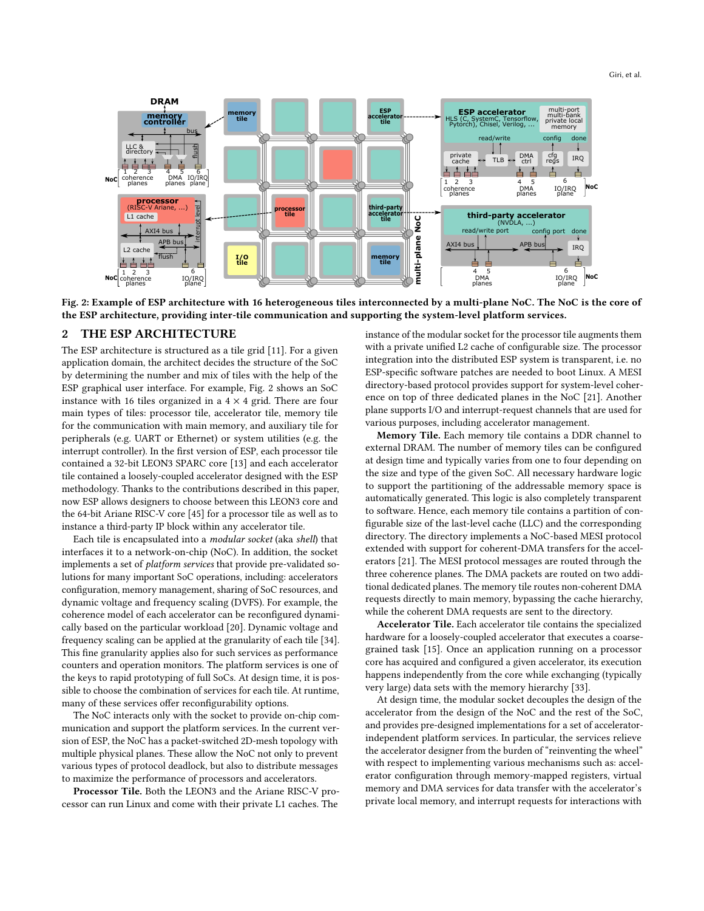Fig. 2: Example of ESP architecture with 16 heterogeneous tiles interconnected by a multi-plane NoC. The NoC is the core of the ESP architecture, providing inter-tile communication and supporting the system-level platform services.

## 2 THE ESP ARCHITECTURE

The ESP architecture is structured as a tile grid [11]. For a given application domain, the architect decides the structure of the SoC by determining the number and mix of tiles with the help of the ESP graphical user interface. For example, Fig. 2 shows an SoC instance with 16 tiles organized in a 4 × 4 grid. There are four main types of tiles: processor tile, accelerator tile, memory tile for the communication with main memory, and auxiliary tile for peripherals (e.g. UART or Ethernet) or system utilities (e.g. the interrupt controller). In the first version of ESP, each processor tile contained a 32-bit LEON3 SPARC core [13] and each accelerator tile contained a loosely-coupled accelerator designed with the ESP methodology. Thanks to the contributions described in this paper, now ESP allows designers to choose between this LEON3 core and the 64-bit Ariane RISC-V core [45] for a processor tile as well as to instance a third-party IP block within any accelerator tile.

Each tile is encapsulated into a *modular socket* (aka *shell*) that interfaces it to a network-on-chip (NoC). In addition, the socket implements a set of *platform services* that provide pre-validated solutions for many important SoC operations, including: accelerators configuration, memory management, sharing of SoC resources, and dynamic voltage and frequency scaling (DVFS). For example, the coherence model of each accelerator can be reconfigured dynamically based on the particular workload [20]. Dynamic voltage and frequency scaling can be applied at the granularity of each tile [34]. This fine granularity applies also for such services as performance counters and operation monitors. The platform services is one of the keys to rapid prototyping of full SoCs. At design time, it is possible to choose the combination of services for each tile. At runtime, many of these services offer reconfigurability options.

The NoC interacts only with the socket to provide on-chip communication and support the platform services. In the current version of ESP, the NoC has a packet-switched 2D-mesh topology with multiple physical planes. These allow the NoC not only to prevent various types of protocol deadlock, but also to distribute messages to maximize the performance of processors and accelerators.

**Processor Tile.** Both the LEON3 and the Ariane RISC-V processor can run Linux and come with their private L1 caches. The instance of the modular socket for the processor tile augments them with a private unified L2 cache of configurable size. The processor integration into the distributed ESP system is transparent, i.e. no ESP-specific software patches are needed to boot Linux. A MESI directory-based protocol provides support for system-level coherence on top of three dedicated planes in the NoC [21]. Another plane supports I/O and interrupt-request channels that are used for various purposes, including accelerator management.

**Memory Tile.** Each memory tile contains a DDR channel to external DRAM. The number of memory tiles can be configured at design time and typically varies from one to four depending on the size and type of the given SoC. All necessary hardware logic to support the partitioning of the addressable memory space is automatically generated. This logic is also completely transparent to software. Hence, each memory tile contains a partition of configurable size of the last-level cache (LLC) and the corresponding directory. The directory implements a NoC-based MESI protocol extended with support for coherent-DMA transfers for the accelerators [21]. The MESI protocol messages are routed through the three coherence planes. The DMA packets are routed on two additional dedicated planes. The memory tile routes non-coherent DMA requests directly to main memory, bypassing the cache hierarchy, while the coherent DMA requests are sent to the directory.

**Accelerator Tile.** Each accelerator tile contains the specialized hardware for a loosely-coupled accelerator that executes a coarse-grained task [15]. Once an application running on a processor core has acquired and configured a given accelerator, its execution happens independently from the core while exchanging (typically very large) data sets with the memory hierarchy [33].

At design time, the modular socket decouples the design of the accelerator from the design of the NoC and the rest of the SoC, and provides pre-designed implementations for a set of accelerator-independent platform services. In particular, the services relieve the accelerator designer from the burden of "reinventing the wheel" with respect to implementing various mechanisms such as: accelerator configuration through memory-mapped registers, virtual memory and DMA services for data transfer with the accelerator's private local memory, and interrupt requests for interactions with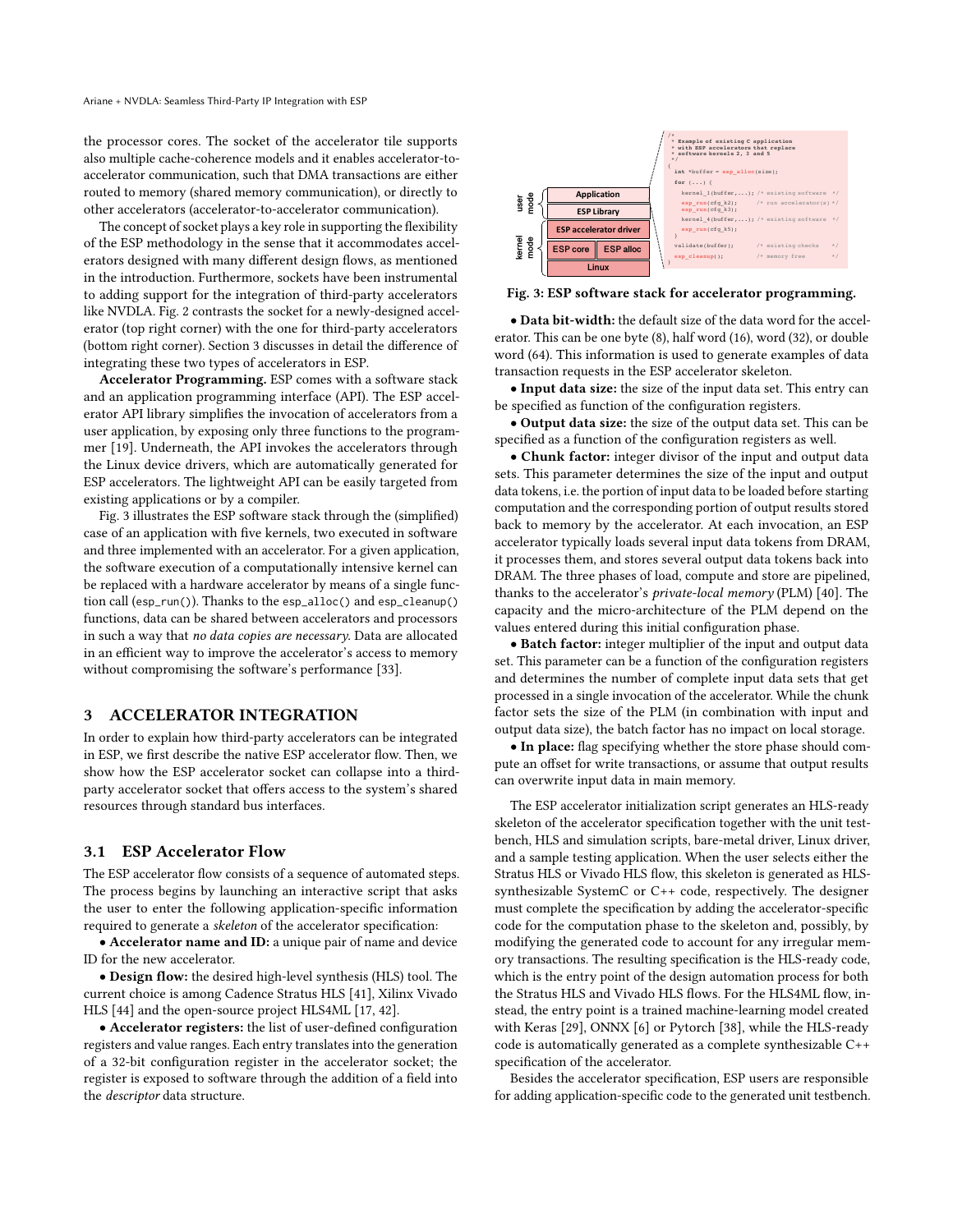the processor cores. The socket of the accelerator tile supports also multiple cache-coherence models and it enables accelerator-to-accelerator communication, such that DMA transactions are either routed to memory (shared memory communication), or directly to other accelerators (accelerator-to-accelerator communication).

The concept of socket plays a key role in supporting the flexibility of the ESP methodology in the sense that it accommodates accelerators designed with many different design flows, as mentioned in the introduction. Furthermore, sockets have been instrumental to adding support for the integration of third-party accelerators like NVDLA. Fig. 2 contrasts the socket for a newly-designed accelerator (top right corner) with the one for third-party accelerators (bottom right corner). Section 3 discusses in detail the difference of integrating these two types of accelerators in ESP.

**Accelerator Programming.** ESP comes with a software stack and an application programming interface (API). The ESP accelerator API library simplifies the invocation of accelerators from a user application, by exposing only three functions to the programmer [19]. Underneath, the API invokes the accelerators through the Linux device drivers, which are automatically generated for ESP accelerators. The lightweight API can be easily targeted from existing applications or by a compiler.

Fig. 3 illustrates the ESP software stack through the (simplified) case of an application with five kernels, two executed in software and three implemented with an accelerator. For a given application, the software execution of a computationally intensive kernel can be replaced with a hardware accelerator by means of a single function call (`esp_run()`). Thanks to the `esp_alloc()` and `esp_cleanup()` functions, data can be shared between accelerators and processors in such a way that *no data copies are necessary*. Data are allocated in an efficient way to improve the accelerator's access to memory without compromising the software's performance [33].

## 3 ACCELERATOR INTEGRATION

In order to explain how third-party accelerators can be integrated in ESP, we first describe the native ESP accelerator flow. Then, we show how the ESP accelerator socket can collapse into a third-party accelerator socket that offers access to the system's shared resources through standard bus interfaces.

### 3.1 ESP Accelerator Flow

The ESP accelerator flow consists of a sequence of automated steps. The process begins by launching an interactive script that asks the user to enter the following application-specific information required to generate a *skeleton* of the accelerator specification:

• **Accelerator name and ID:** a unique pair of name and device ID for the new accelerator.

• **Design flow:** the desired high-level synthesis (HLS) tool. The current choice is among Cadence Stratus HLS [41], Xilinx Vivado HLS [44] and the open-source project HLS4ML [17, 42].

• **Accelerator registers:** the list of user-defined configuration registers and value ranges. Each entry translates into the generation of a 32-bit configuration register in the accelerator socket; the register is exposed to software through the addition of a field into the *descriptor* data structure.

| | |
|---|---|
| user mode | Application |
| | ESP Library |
| kernel mode | ESP accelerator driver |
| | ESP core / ESP alloc |
| | Linux |

```
/*
 * Example of existing C application
 * with ESP accelerators that replace
 * software kernels 2, 3 and 5
 */
{
  int *buffer = esp_alloc(size);
  for (...) {
    kernel_1(buffer,...); /* existing software */
    esp_run(cfg_k2);      /* run accelerator(s) */
    esp_run(cfg_k3);
    kernel_4(buffer,...); /* existing software */
    esp_run(cfg_k5);
  }
  validate(buffer);       /* existing checks */
  esp_cleanup();          /* memory free */
}
```

**Fig. 3: ESP software stack for accelerator programming.**

• **Data bit-width:** the default size of the data word for the accelerator. This can be one byte (8), half word (16), word (32), or double word (64). This information is used to generate examples of data transaction requests in the ESP accelerator skeleton.

• **Input data size:** the size of the input data set. This entry can be specified as function of the configuration registers.

• **Output data size:** the size of the output data set. This can be specified as a function of the configuration registers as well.

• **Chunk factor:** integer divisor of the input and output data sets. This parameter determines the size of the input and output data tokens, i.e. the portion of input data to be loaded before starting computation and the corresponding portion of output results stored back to memory by the accelerator. At each invocation, an ESP accelerator typically loads several input data tokens from DRAM, it processes them, and stores several output data tokens back into DRAM. The three phases of load, compute and store are pipelined, thanks to the accelerator's *private-local memory* (PLM) [40]. The capacity and the micro-architecture of the PLM depend on the values entered during this initial configuration phase.

• **Batch factor:** integer multiplier of the input and output data set. This parameter can be a function of the configuration registers and determines the number of complete input data sets that get processed in a single invocation of the accelerator. While the chunk factor sets the size of the PLM (in combination with input and output data size), the batch factor has no impact on local storage.

• **In place:** flag specifying whether the store phase should compute an offset for write transactions, or assume that output results can overwrite input data in main memory.

The ESP accelerator initialization script generates an HLS-ready skeleton of the accelerator specification together with the unit testbench, HLS and simulation scripts, bare-metal driver, Linux driver, and a sample testing application. When the user selects either the Stratus HLS or Vivado HLS flow, this skeleton is generated as HLS-synthesizable SystemC or C++ code, respectively. The designer must complete the specification by adding the accelerator-specific code for the computation phase to the skeleton and, possibly, by modifying the generated code to account for any irregular memory transactions. The resulting specification is the HLS-ready code, which is the entry point of the design automation process for both the Stratus HLS and Vivado HLS flows. For the HLS4ML flow, instead, the entry point is a trained machine-learning model created with Keras [29], ONNX [6] or Pytorch [38], while the HLS-ready code is automatically generated as a complete synthesizable C++ specification of the accelerator.

Besides the accelerator specification, ESP users are responsible for adding application-specific code to the generated unit testbench.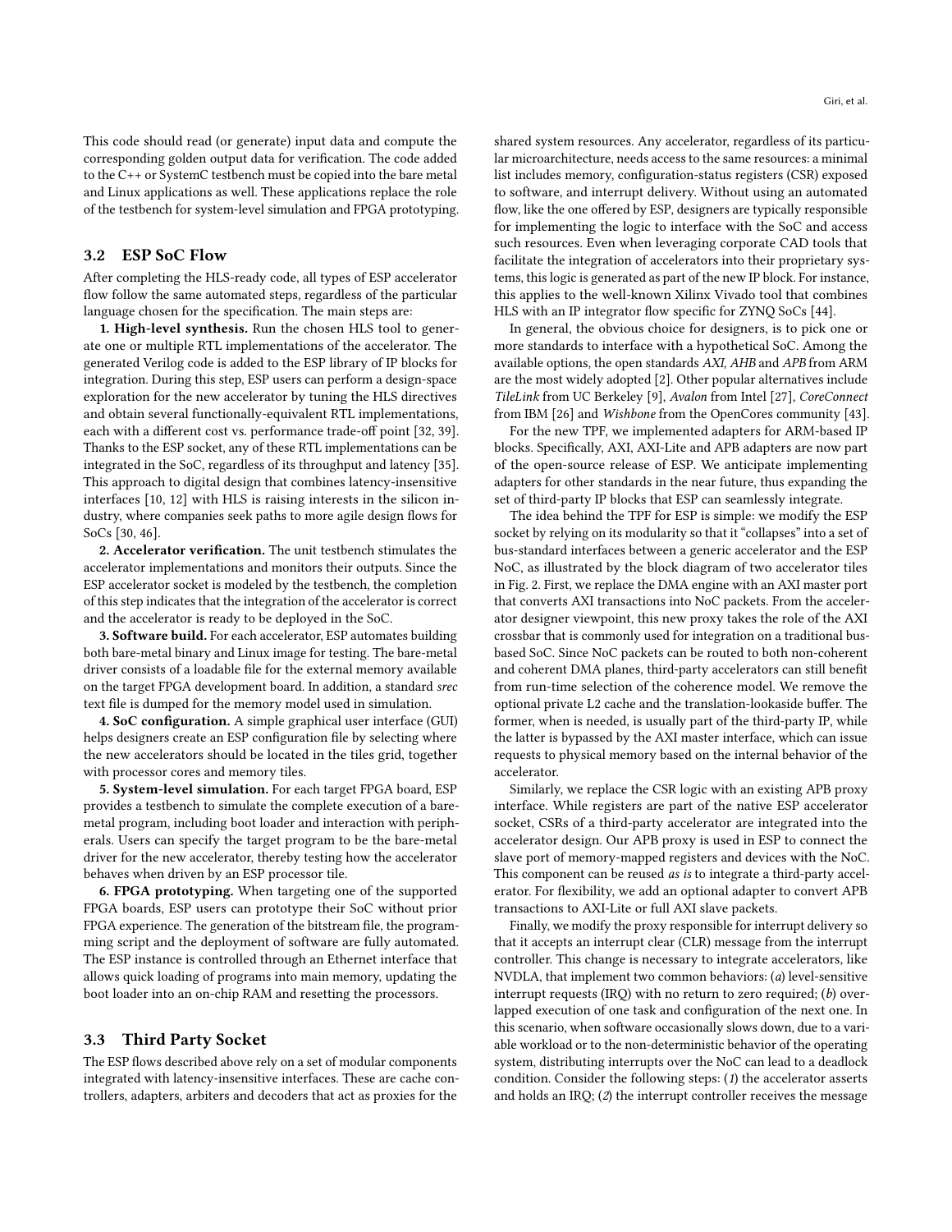This code should read (or generate) input data and compute the corresponding golden output data for verification. The code added to the C++ or SystemC testbench must be copied into the bare metal and Linux applications as well. These applications replace the role of the testbench for system-level simulation and FPGA prototyping.

### 3.2 ESP SoC Flow

After completing the HLS-ready code, all types of ESP accelerator flow follow the same automated steps, regardless of the particular language chosen for the specification. The main steps are:

**1. High-level synthesis.** Run the chosen HLS tool to generate one or multiple RTL implementations of the accelerator. The generated Verilog code is added to the ESP library of IP blocks for integration. During this step, ESP users can perform a design-space exploration for the new accelerator by tuning the HLS directives and obtain several functionally-equivalent RTL implementations, each with a different cost vs. performance trade-off point [32, 39]. Thanks to the ESP socket, any of these RTL implementations can be integrated in the SoC, regardless of its throughput and latency [35]. This approach to digital design that combines latency-insensitive interfaces [10, 12] with HLS is raising interests in the silicon industry, where companies seek paths to more agile design flows for SoCs [30, 46].

**2. Accelerator verification.** The unit testbench stimulates the accelerator implementations and monitors their outputs. Since the ESP accelerator socket is modeled by the testbench, the completion of this step indicates that the integration of the accelerator is correct and the accelerator is ready to be deployed in the SoC.

**3. Software build.** For each accelerator, ESP automates building both bare-metal binary and Linux image for testing. The bare-metal driver consists of a loadable file for the external memory available on the target FPGA development board. In addition, a standard *srec* text file is dumped for the memory model used in simulation.

**4. SoC configuration.** A simple graphical user interface (GUI) helps designers create an ESP configuration file by selecting where the new accelerators should be located in the tiles grid, together with processor cores and memory tiles.

**5. System-level simulation.** For each target FPGA board, ESP provides a testbench to simulate the complete execution of a bare-metal program, including boot loader and interaction with peripherals. Users can specify the target program to be the bare-metal driver for the new accelerator, thereby testing how the accelerator behaves when driven by an ESP processor tile.

**6. FPGA prototyping.** When targeting one of the supported FPGA boards, ESP users can prototype their SoC without prior FPGA experience. The generation of the bitstream file, the programming script and the deployment of software are fully automated. The ESP instance is controlled through an Ethernet interface that allows quick loading of programs into main memory, updating the boot loader into an on-chip RAM and resetting the processors.

### 3.3 Third Party Socket

The ESP flows described above rely on a set of modular components integrated with latency-insensitive interfaces. These are cache controllers, adapters, arbiters and decoders that act as proxies for the shared system resources. Any accelerator, regardless of its particular microarchitecture, needs access to the same resources: a minimal list includes memory, configuration-status registers (CSR) exposed to software, and interrupt delivery. Without using an automated flow, like the one offered by ESP, designers are typically responsible for implementing the logic to interface with the SoC and access such resources. Even when leveraging corporate CAD tools that facilitate the integration of accelerators into their proprietary systems, this logic is generated as part of the new IP block. For instance, this applies to the well-known Xilinx Vivado tool that combines HLS with an IP integrator flow specific for ZYNQ SoCs [44].

In general, the obvious choice for designers, is to pick one or more standards to interface with a hypothetical SoC. Among the available options, the open standards *AXI*, *AHB* and *APB* from ARM are the most widely adopted [2]. Other popular alternatives include *TileLink* from UC Berkeley [9], *Avalon* from Intel [27], *CoreConnect* from IBM [26] and *Wishbone* from the OpenCores community [43].

For the new TPF, we implemented adapters for ARM-based IP blocks. Specifically, AXI, AXI-Lite and APB adapters are now part of the open-source release of ESP. We anticipate implementing adapters for other standards in the near future, thus expanding the set of third-party IP blocks that ESP can seamlessly integrate.

The idea behind the TPF for ESP is simple: we modify the ESP socket by relying on its modularity so that it "collapses" into a set of bus-standard interfaces between a generic accelerator and the ESP NoC, as illustrated by the block diagram of two accelerator tiles in Fig. 2. First, we replace the DMA engine with an AXI master port that converts AXI transactions into NoC packets. From the accelerator designer viewpoint, this new proxy takes the role of the AXI crossbar that is commonly used for integration on a traditional bus-based SoC. Since NoC packets can be routed to both non-coherent and coherent DMA planes, third-party accelerators can still benefit from run-time selection of the coherence model. We remove the optional private L2 cache and the translation-lookaside buffer. The former, when is needed, is usually part of the third-party IP, while the latter is bypassed by the AXI master interface, which can issue requests to physical memory based on the internal behavior of the accelerator.

Similarly, we replace the CSR logic with an existing APB proxy interface. While registers are part of the native ESP accelerator socket, CSRs of a third-party accelerator are integrated into the accelerator design. Our APB proxy is used in ESP to connect the slave port of memory-mapped registers and devices with the NoC. This component can be reused *as is* to integrate a third-party accelerator. For flexibility, we add an optional adapter to convert APB transactions to AXI-Lite or full AXI slave packets.

Finally, we modify the proxy responsible for interrupt delivery so that it accepts an interrupt clear (CLR) message from the interrupt controller. This change is necessary to integrate accelerators, like NVDLA, that implement two common behaviors: (*a*) level-sensitive interrupt requests (IRQ) with no return to zero required; (*b*) overlapped execution of one task and configuration of the next one. In this scenario, when software occasionally slows down, due to a variable workload or to the non-deterministic behavior of the operating system, distributing interrupts over the NoC can lead to a deadlock condition. Consider the following steps: (*1*) the accelerator asserts and holds an IRQ; (*2*) the interrupt controller receives the message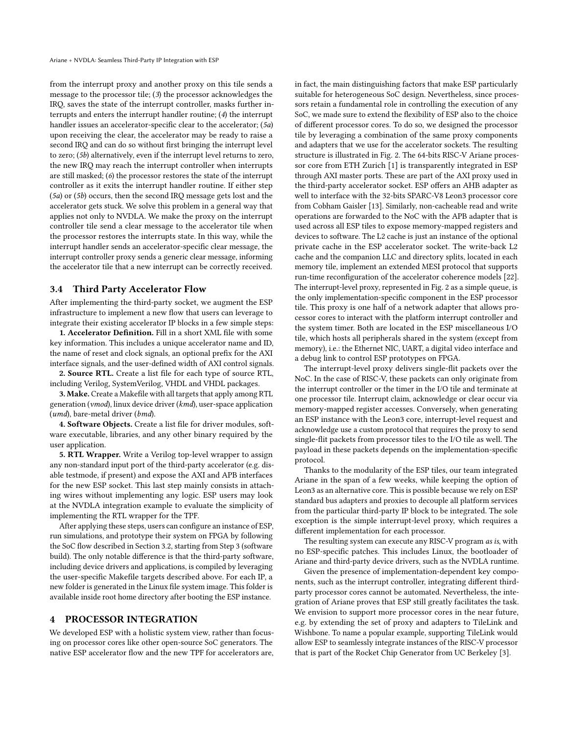from the interrupt proxy and another proxy on this tile sends a message to the processor tile; (*3*) the processor acknowledges the IRQ, saves the state of the interrupt controller, masks further interrupts and enters the interrupt handler routine; (*4*) the interrupt handler issues an accelerator-specific clear to the accelerator; (*5a*) upon receiving the clear, the accelerator may be ready to raise a second IRQ and can do so without first bringing the interrupt level to zero; (*5b*) alternatively, even if the interrupt level returns to zero, the new IRQ may reach the interrupt controller when interrupts are still masked; (*6*) the processor restores the state of the interrupt controller as it exits the interrupt handler routine. If either step (*5a*) or (*5b*) occurs, then the second IRQ message gets lost and the accelerator gets stuck. We solve this problem in a general way that applies not only to NVDLA. We make the proxy on the interrupt controller tile send a clear message to the accelerator tile when the processor restores the interrupts state. In this way, while the interrupt handler sends an accelerator-specific clear message, the interrupt controller proxy sends a generic clear message, informing the accelerator tile that a new interrupt can be correctly received.

### 3.4 Third Party Accelerator Flow

After implementing the third-party socket, we augment the ESP infrastructure to implement a new flow that users can leverage to integrate their existing accelerator IP blocks in a few simple steps:

**1. Accelerator Definition.** Fill in a short XML file with some key information. This includes a unique accelerator name and ID, the name of reset and clock signals, an optional prefix for the AXI interface signals, and the user-defined width of AXI control signals.

**2. Source RTL.** Create a list file for each type of source RTL, including Verilog, SystemVerilog, VHDL and VHDL packages.

**3. Make.** Create a Makefile with all targets that apply among RTL generation (*vmod*), linux device driver (*kmd*), user-space application (*umd*), bare-metal driver (*bmd*).

**4. Software Objects.** Create a list file for driver modules, software executable, libraries, and any other binary required by the user application.

**5. RTL Wrapper.** Write a Verilog top-level wrapper to assign any non-standard input port of the third-party accelerator (e.g. disable testmode, if present) and expose the AXI and APB interfaces for the new ESP socket. This last step mainly consists in attaching wires without implementing any logic. ESP users may look at the NVDLA integration example to evaluate the simplicity of implementing the RTL wrapper for the TPF.

After applying these steps, users can configure an instance of ESP, run simulations, and prototype their system on FPGA by following the SoC flow described in Section 3.2, starting from Step 3 (software build). The only notable difference is that the third-party software, including device drivers and applications, is compiled by leveraging the user-specific Makefile targets described above. For each IP, a new folder is generated in the Linux file system image. This folder is available inside root home directory after booting the ESP instance.

## 4 PROCESSOR INTEGRATION

We developed ESP with a holistic system view, rather than focusing on processor cores like other open-source SoC generators. The native ESP accelerator flow and the new TPF for accelerators are, in fact, the main distinguishing factors that make ESP particularly suitable for heterogeneous SoC design. Nevertheless, since processors retain a fundamental role in controlling the execution of any SoC, we made sure to extend the flexibility of ESP also to the choice of different processor cores. To do so, we designed the processor tile by leveraging a combination of the same proxy components and adapters that we use for the accelerator sockets. The resulting structure is illustrated in Fig. 2. The 64-bits RISC-V Ariane processor core from ETH Zurich [1] is transparently integrated in ESP through AXI master ports. These are part of the AXI proxy used in the third-party accelerator socket. ESP offers an AHB adapter as well to interface with the 32-bits SPARC-V8 Leon3 processor core from Cobham Gaisler [13]. Similarly, non-cacheable read and write operations are forwarded to the NoC with the APB adapter that is used across all ESP tiles to expose memory-mapped registers and devices to software. The L2 cache is just an instance of the optional private cache in the ESP accelerator socket. The write-back L2 cache and the companion LLC and directory splits, located in each memory tile, implement an extended MESI protocol that supports run-time reconfiguration of the accelerator coherence models [22]. The interrupt-level proxy, represented in Fig. 2 as a simple queue, is the only implementation-specific component in the ESP processor tile. This proxy is one half of a network adapter that allows processor cores to interact with the platform interrupt controller and the system timer. Both are located in the ESP miscellaneous I/O tile, which hosts all peripherals shared in the system (except from memory), i.e.: the Ethernet NIC, UART, a digital video interface and a debug link to control ESP prototypes on FPGA.

The interrupt-level proxy delivers single-flit packets over the NoC. In the case of RISC-V, these packets can only originate from the interrupt controller or the timer in the I/O tile and terminate at one processor tile. Interrupt claim, acknowledge or clear occur via memory-mapped register accesses. Conversely, when generating an ESP instance with the Leon3 core, interrupt-level request and acknowledge use a custom protocol that requires the proxy to send single-flit packets from processor tiles to the I/O tile as well. The payload in these packets depends on the implementation-specific protocol.

Thanks to the modularity of the ESP tiles, our team integrated Ariane in the span of a few weeks, while keeping the option of Leon3 as an alternative core. This is possible because we rely on ESP standard bus adapters and proxies to decouple all platform services from the particular third-party IP block to be integrated. The sole exception is the simple interrupt-level proxy, which requires a different implementation for each processor.

The resulting system can execute any RISC-V program *as is*, with no ESP-specific patches. This includes Linux, the bootloader of Ariane and third-party device drivers, such as the NVDLA runtime.

Given the presence of implementation-dependent key components, such as the interrupt controller, integrating different third-party processor cores cannot be automated. Nevertheless, the integration of Ariane proves that ESP still greatly facilitates the task. We envision to support more processor cores in the near future, e.g. by extending the set of proxy and adapters to TileLink and Wishbone. To name a popular example, supporting TileLink would allow ESP to seamlessly integrate instances of the RISC-V processor that is part of the Rocket Chip Generator from UC Berkeley [3].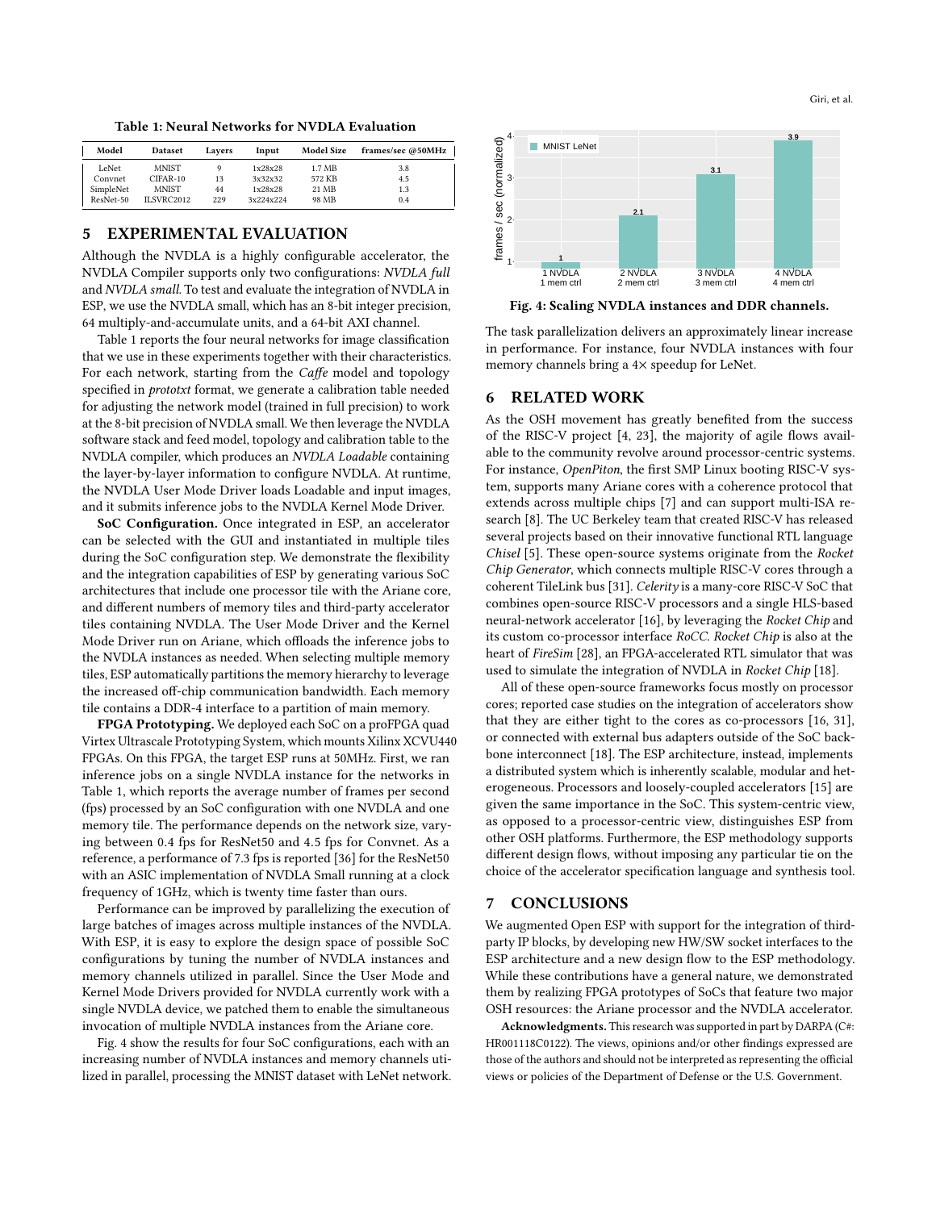Table 1: Neural Networks for NVDLA Evaluation

| Model | Dataset | Layers | Input | Model Size | frames/sec @50MHz |
|---|---|---|---|---|---|
| LeNet | MNIST | 9 | 1x28x28 | 1.7 MB | 3.8 |
| Convnet | CIFAR-10 | 13 | 3x32x32 | 572 KB | 4.5 |
| SimpleNet | MNIST | 44 | 1x28x28 | 21 MB | 1.3 |
| ResNet-50 | ILSVRC2012 | 229 | 3x224x224 | 98 MB | 0.4 |

## 5 EXPERIMENTAL EVALUATION

Although the NVDLA is a highly configurable accelerator, the NVDLA Compiler supports only two configurations: *NVDLA full* and *NVDLA small*. To test and evaluate the integration of NVDLA in ESP, we use the NVDLA small, which has an 8-bit integer precision, 64 multiply-and-accumulate units, and a 64-bit AXI channel.

Table 1 reports the four neural networks for image classification that we use in these experiments together with their characteristics. For each network, starting from the *Caffe* model and topology specified in *prototxt* format, we generate a calibration table needed for adjusting the network model (trained in full precision) to work at the 8-bit precision of NVDLA small. We then leverage the NVDLA software stack and feed model, topology and calibration table to the NVDLA compiler, which produces an *NVDLA Loadable* containing the layer-by-layer information to configure NVDLA. At runtime, the NVDLA User Mode Driver loads Loadable and input images, and it submits inference jobs to the NVDLA Kernel Mode Driver.

**SoC Configuration.** Once integrated in ESP, an accelerator can be selected with the GUI and instantiated in multiple tiles during the SoC configuration step. We demonstrate the flexibility and the integration capabilities of ESP by generating various SoC architectures that include one processor tile with the Ariane core, and different numbers of memory tiles and third-party accelerator tiles containing NVDLA. The User Mode Driver and the Kernel Mode Driver run on Ariane, which offloads the inference jobs to the NVDLA instances as needed. When selecting multiple memory tiles, ESP automatically partitions the memory hierarchy to leverage the increased off-chip communication bandwidth. Each memory tile contains a DDR-4 interface to a partition of main memory.

**FPGA Prototyping.** We deployed each SoC on a proFPGA quad Virtex Ultrascale Prototyping System, which mounts Xilinx XCVU440 FPGAs. On this FPGA, the target ESP runs at 50MHz. First, we ran inference jobs on a single NVDLA instance for the networks in Table 1, which reports the average number of frames per second (fps) processed by an SoC configuration with one NVDLA and one memory tile. The performance depends on the network size, varying between 0.4 fps for ResNet50 and 4.5 fps for Convnet. As a reference, a performance of 7.3 fps is reported [36] for the ResNet50 with an ASIC implementation of NVDLA Small running at a clock frequency of 1GHz, which is twenty time faster than ours.

Performance can be improved by parallelizing the execution of large batches of images across multiple instances of the NVDLA. With ESP, it is easy to explore the design space of possible SoC configurations by tuning the number of NVDLA instances and memory channels utilized in parallel. Since the User Mode and Kernel Mode Drivers provided for NVDLA currently work with a single NVDLA device, we patched them to enable the simultaneous invocation of multiple NVDLA instances from the Ariane core.

Fig. 4 show the results for four SoC configurations, each with an increasing number of NVDLA instances and memory channels utilized in parallel, processing the MNIST dataset with LeNet network.

Fig. 4: Scaling NVDLA instances and DDR channels.

The task parallelization delivers an approximately linear increase in performance. For instance, four NVDLA instances with four memory channels bring a 4× speedup for LeNet.

## 6 RELATED WORK

As the OSH movement has greatly benefited from the success of the RISC-V project [4, 23], the majority of agile flows available to the community revolve around processor-centric systems. For instance, *OpenPiton*, the first SMP Linux booting RISC-V system, supports many Ariane cores with a coherence protocol that extends across multiple chips [7] and can support multi-ISA research [8]. The UC Berkeley team that created RISC-V has released several projects based on their innovative functional RTL language *Chisel* [5]. These open-source systems originate from the *Rocket Chip Generator*, which connects multiple RISC-V cores through a coherent TileLink bus [31]. *Celerity* is a many-core RISC-V SoC that combines open-source RISC-V processors and a single HLS-based neural-network accelerator [16], by leveraging the *Rocket Chip* and its custom co-processor interface *RoCC*. *Rocket Chip* is also at the heart of *FireSim* [28], an FPGA-accelerated RTL simulator that was used to simulate the integration of NVDLA in *Rocket Chip* [18].

All of these open-source frameworks focus mostly on processor cores; reported case studies on the integration of accelerators show that they are either tight to the cores as co-processors [16, 31], or connected with external bus adapters outside of the SoC backbone interconnect [18]. The ESP architecture, instead, implements a distributed system which is inherently scalable, modular and heterogeneous. Processors and loosely-coupled accelerators [15] are given the same importance in the SoC. This system-centric view, as opposed to a processor-centric view, distinguishes ESP from other OSH platforms. Furthermore, the ESP methodology supports different design flows, without imposing any particular tie on the choice of the accelerator specification language and synthesis tool.

## 7 CONCLUSIONS

We augmented Open ESP with support for the integration of third-party IP blocks, by developing new HW/SW socket interfaces to the ESP architecture and a new design flow to the ESP methodology. While these contributions have a general nature, we demonstrated them by realizing FPGA prototypes of SoCs that feature two major OSH resources: the Ariane processor and the NVDLA accelerator.

**Acknowledgments.** This research was supported in part by DARPA (C#: HR001118C0122). The views, opinions and/or other findings expressed are those of the authors and should not be interpreted as representing the official views or policies of the Department of Defense or the U.S. Government.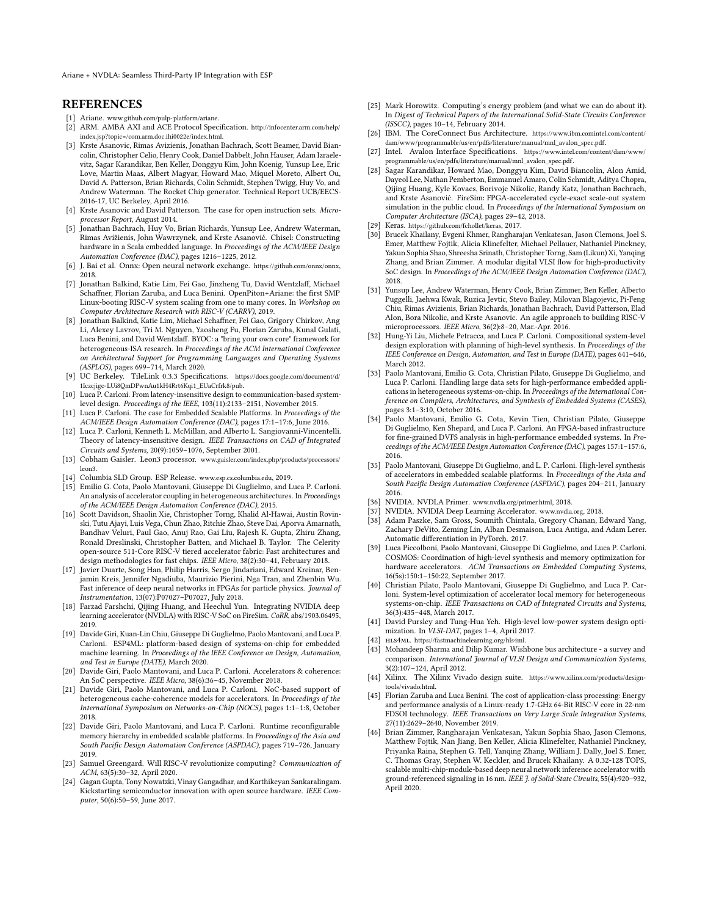## REFERENCES

- [1] Ariane. www.github.com/pulp-platform/ariane.
- [2] ARM. AMBA AXI and ACE Protocol Specification. http://infocenter.arm.com/help/index.jsp?topic=/com.arm.doc.ihi0022e/index.html.
- [3] Krste Asanovic, Rimas Avizienis, Jonathan Bachrach, Scott Beamer, David Biancolin, Christopher Celio, Henry Cook, Daniel Dabbelt, John Hauser, Adam Izraelevitz, Sagar Karandikar, Ben Keller, Donggyu Kim, John Koenig, Yunsup Lee, Eric Love, Martin Maas, Albert Magyar, Howard Mao, Miquel Moreto, Albert Ou, David A. Patterson, Brian Richards, Colin Schmidt, Stephen Twigg, Huy Vo, and Andrew Waterman. The Rocket Chip generator. Technical Report UCB/EECS-2016-17, UC Berkeley, April 2016.
- [4] Krste Asanovic and David Patterson. The case for open instruction sets. *Microprocessor Report*, August 2014.
- [5] Jonathan Bachrach, Huy Vo, Brian Richards, Yunsup Lee, Andrew Waterman, Rimas Avižienis, John Wawrzynek, and Krste Asanović. Chisel: Constructing hardware in a Scala embedded language. In *Proceedings of the ACM/IEEE Design Automation Conference (DAC)*, pages 1216–1225, 2012.
- [6] J. Bai et al. Onnx: Open neural network exchange. https://github.com/onnx/onnx, 2018.
- [7] Jonathan Balkind, Katie Lim, Fei Gao, Jinzheng Tu, David Wentzlaff, Michael Schaffner, Florian Zaruba, and Luca Benini. OpenPiton+Ariane: the first SMP Linux-booting RISC-V system scaling from one to many cores. In *Workshop on Computer Architecture Research with RISC-V (CARRV)*, 2019.
- [8] Jonathan Balkind, Katie Lim, Michael Schaffner, Fei Gao, Grigory Chirkov, Ang Li, Alexey Lavrov, Tri M. Nguyen, Yaosheng Fu, Florian Zaruba, Kunal Gulati, Luca Benini, and David Wentzlaff. BYOC: a "bring your own core" framework for heterogeneous-ISA research. In *Proceedings of the ACM International Conference on Architectural Support for Programming Languages and Operating Systems (ASPLOS)*, pages 699–714, March 2020.
- [9] UC Berkeley. TileLink 0.3.3 Specifications. https://docs.google.com/document/d/1Iczcjigc-LUi8QmDPwnAu1kH4Rrt6Kqi1_EUaCrfrk8/pub.
- [10] Luca P. Carloni. From latency-insensitive design to communication-based system-level design. *Proceedings of the IEEE*, 103(11):2133–2151, November 2015.
- [11] Luca P. Carloni. The case for Embedded Scalable Platforms. In *Proceedings of the ACM/IEEE Design Automation Conference (DAC)*, pages 17:1–17:6, June 2016.
- [12] Luca P. Carloni, Kenneth L. McMillan, and Alberto L. Sangiovanni-Vincentelli. Theory of latency-insensitive design. *IEEE Transactions on CAD of Integrated Circuits and Systems*, 20(9):1059–1076, September 2001.
- [13] Cobham Gaisler. Leon3 processor. www.gaisler.com/index.php/products/processors/leon3.
- [14] Columbia SLD Group. ESP Release. www.esp.cs.columbia.edu, 2019.
- [15] Emilio G. Cota, Paolo Mantovani, Giuseppe Di Guglielmo, and Luca P. Carloni. An analysis of accelerator coupling in heterogeneous architectures. In *Proceedings of the ACM/IEEE Design Automation Conference (DAC)*, 2015.
- [16] Scott Davidson, Shaolin Xie, Christopher Torng, Khalid Al-Hawai, Austin Rovinski, Tutu Ajayi, Luis Vega, Chun Zhao, Ritchie Zhao, Steve Dai, Aporva Amarnath, Bandhav Veluri, Paul Gao, Anuj Rao, Gai Liu, Rajesh K. Gupta, Zhiru Zhang, Ronald Dreslinski, Christopher Batten, and Michael B. Taylor. The Celerity open-source 511-Core RISC-V tiered accelerator fabric: Fast architectures and design methodologies for fast chips. *IEEE Micro*, 38(2):30–41, February 2018.
- [17] Javier Duarte, Song Han, Philip Harris, Sergo Jindariani, Edward Kreinar, Benjamin Kreis, Jennifer Ngadiuba, Maurizio Pierini, Nga Tran, and Zhenbin Wu. Fast inference of deep neural networks in FPGAs for particle physics. *Journal of Instrumentation*, 13(07):P07027–P07027, July 2018.
- [18] Farzad Farshchi, Qijing Huang, and Heechul Yun. Integrating NVIDIA deep learning accelerator (NVDLA) with RISC-V SoC on FireSim. *CoRR*, abs/1903.06495, 2019.
- [19] Davide Giri, Kuan-Lin Chiu, Giuseppe Di Guglielmo, Paolo Mantovani, and Luca P. Carloni. ESP4ML: platform-based design of systems-on-chip for embedded machine learning. In *Proceedings of the IEEE Conference on Design, Automation, and Test in Europe (DATE)*, March 2020.
- [20] Davide Giri, Paolo Mantovani, and Luca P. Carloni. Accelerators & coherence: An SoC perspective. *IEEE Micro*, 38(6):36–45, November 2018.
- [21] Davide Giri, Paolo Mantovani, and Luca P. Carloni. NoC-based support of heterogeneous cache-coherence models for accelerators. In *Proceedings of the International Symposium on Networks-on-Chip (NOCS)*, pages 1:1–1:8, October 2018.
- [22] Davide Giri, Paolo Mantovani, and Luca P. Carloni. Runtime reconfigurable memory hierarchy in embedded scalable platforms. In *Proceedings of the Asia and South Pacific Design Automation Conference (ASPDAC)*, pages 719–726, January 2019.
- [23] Samuel Greengard. Will RISC-V revolutionize computing? *Communication of ACM*, 63(5):30–32, April 2020.
- [24] Gagan Gupta, Tony Nowatzki, Vinay Gangadhar, and Karthikeyan Sankaralingam. Kickstarting semiconductor innovation with open source hardware. *IEEE Computer*, 50(6):50–59, June 2017.
- [25] Mark Horowitz. Computing's energy problem (and what we can do about it). In *Digest of Technical Papers of the International Solid-State Circuits Conference (ISSCC)*, pages 10–14, February 2014.
- [26] IBM. The CoreConnect Bus Architecture. https://www.ibm.comintel.com/content/dam/www/programmable/us/en/pdfs/literature/manual/mnl_avalon_spec.pdf.
- [27] Intel. Avalon Interface Specifications. https://www.intel.com/content/dam/www/programmable/us/en/pdfs/literature/manual/mnl_avalon_spec.pdf.
- [28] Sagar Karandikar, Howard Mao, Donggyu Kim, David Biancolin, Alon Amid, Dayeol Lee, Nathan Pemberton, Emmanuel Amaro, Colin Schmidt, Aditya Chopra, Qijing Huang, Kyle Kovacs, Borivoje Nikolic, Randy Katz, Jonathan Bachrach, and Krste Asanović. FireSim: FPGA-accelerated cycle-exact scale-out system simulation in the public cloud. In *Proceedings of the International Symposium on Computer Architecture (ISCA)*, pages 29–42, 2018.
- [29] Keras. https://github.com/fchollet/keras, 2017.
- [30] Brucek Khailany, Evgeni Khmer, Rangharajan Venkatesan, Jason Clemons, Joel S. Emer, Matthew Fojtik, Alicia Klinefelter, Michael Pellauer, Nathaniel Pinckney, Yakun Sophia Shao, Shreesha Srinath, Christopher Torng, Sam (Likun) Xi, Yanqing Zhang, and Brian Zimmer. A modular digital VLSI flow for high-productivity SoC design. In *Proceedings of the ACM/IEEE Design Automation Conference (DAC)*, 2018.
- [31] Yunsup Lee, Andrew Waterman, Henry Cook, Brian Zimmer, Ben Keller, Alberto Puggelli, Jaehwa Kwak, Ruzica Jevtic, Stevo Bailey, Milovan Blagojevic, Pi-Feng Chiu, Rimas Avizienis, Brian Richards, Jonathan Bachrach, David Patterson, Elad Alon, Bora Nikolic, and Krste Asanovic. An agile approach to building RISC-V microprocessors. *IEEE Micro*, 36(2):8–20, Mar.-Apr. 2016.
- [32] Hung-Yi Liu, Michele Petracca, and Luca P. Carloni. Compositional system-level design exploration with planning of high-level synthesis. In *Proceedings of the IEEE Conference on Design, Automation, and Test in Europe (DATE)*, pages 641–646, March 2012.
- [33] Paolo Mantovani, Emilio G. Cota, Christian Pilato, Giuseppe Di Guglielmo, and Luca P. Carloni. Handling large data sets for high-performance embedded applications in heterogeneous systems-on-chip. In *Proceedings of the International Conference on Compilers, Architectures, and Synthesis of Embedded Systems (CASES)*, pages 3:1–3:10, October 2016.
- [34] Paolo Mantovani, Emilio G. Cota, Kevin Tien, Christian Pilato, Giuseppe Di Guglielmo, Ken Shepard, and Luca P. Carloni. An FPGA-based infrastructure for fine-grained DVFS analysis in high-performance embedded systems. In *Proceedings of the ACM/IEEE Design Automation Conference (DAC)*, pages 157:1–157:6, 2016.
- [35] Paolo Mantovani, Giuseppe Di Guglielmo, and L. P. Carloni. High-level synthesis of accelerators in embedded scalable platforms. In *Proceedings of the Asia and South Pacific Design Automation Conference (ASPDAC)*, pages 204–211, January 2016.
- [36] NVIDIA. NVDLA Primer. www.nvdla.org/primer.html, 2018.
- [37] NVIDIA. NVIDIA Deep Learning Accelerator. www.nvdla.org, 2018.
- [38] Adam Paszke, Sam Gross, Soumith Chintala, Gregory Chanan, Edward Yang, Zachary DeVito, Zeming Lin, Alban Desmaison, Luca Antiga, and Adam Lerer. Automatic differentiation in PyTorch. 2017.
- [39] Luca Piccolboni, Paolo Mantovani, Giuseppe Di Guglielmo, and Luca P. Carloni. COSMOS: Coordination of high-level synthesis and memory optimization for hardware accelerators. *ACM Transactions on Embedded Computing Systems*, 16(5s):150:1–150:22, September 2017.
- [40] Christian Pilato, Paolo Mantovani, Giuseppe Di Guglielmo, and Luca P. Carloni. System-level optimization of accelerator local memory for heterogeneous systems-on-chip. *IEEE Transactions on CAD of Integrated Circuits and Systems*, 36(3):435–448, March 2017.
- [41] David Pursley and Tung-Hua Yeh. High-level low-power system design optimization. In *VLSI-DAT*, pages 1–4, April 2017.
- [42] HLS4ML. https://fastmachinelearning.org/hls4ml.
- [43] Mohandeep Sharma and Dilip Kumar. Wishbone bus architecture - a survey and comparison. *International Journal of VLSI Design and Communication Systems*, 3(2):107–124, April 2012.
- [44] Xilinx. The Xilinx Vivado design suite. https://www.xilinx.com/products/design-tools/vivado.html.
- [45] Florian Zaruba and Luca Benini. The cost of application-class processing: Energy and performance analysis of a Linux-ready 1.7-GHz 64-Bit RISC-V core in 22-nm FDSOI technology. *IEEE Transactions on Very Large Scale Integration Systems*, 27(11):2629–2640, November 2019.
- [46] Brian Zimmer, Rangharajan Venkatesan, Yakun Sophia Shao, Jason Clemons, Matthew Fojtik, Nan Jiang, Ben Keller, Alicia Klinefelter, Nathaniel Pinckney, Priyanka Raina, Stephen G. Tell, Yanqing Zhang, William J. Dally, Joel S. Emer, C. Thomas Gray, Stephen W. Keckler, and Brucek Khailany. A 0.32-128 TOPS, scalable multi-chip-module-based deep neural network inference accelerator with ground-referenced signaling in 16 nm. *IEEE J. of Solid-State Circuits*, 55(4):920–932, April 2020.